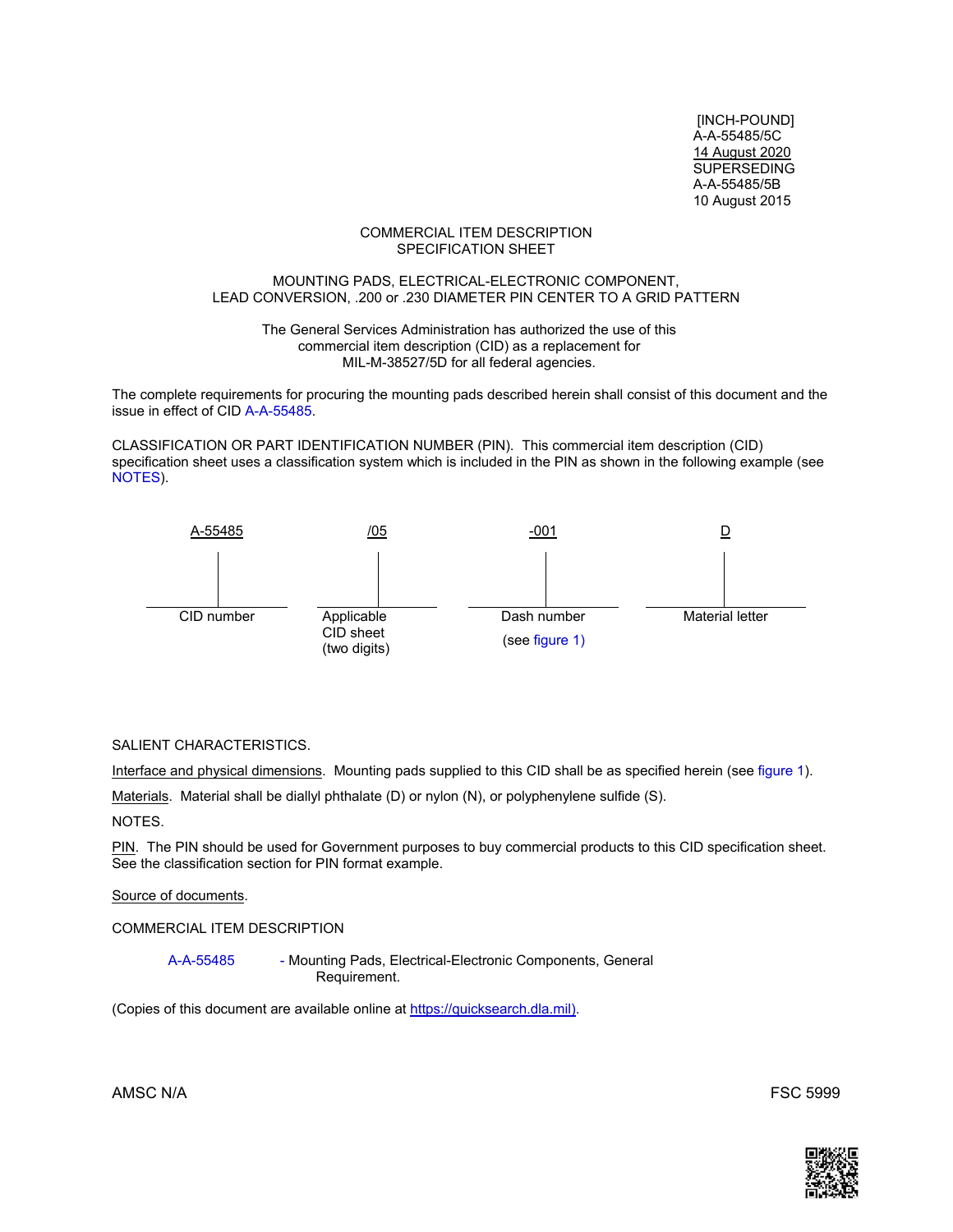[INCH-POUND]
A-A-55485/5C
14 August 2020
SUPERSEDING
A-A-55485/5B
10 August 2015

COMMERCIAL ITEM DESCRIPTION
SPECIFICATION SHEET

MOUNTING PADS, ELECTRICAL-ELECTRONIC COMPONENT,
LEAD CONVERSION, .200 or .230 DIAMETER PIN CENTER TO A GRID PATTERN

The General Services Administration has authorized the use of this commercial item description (CID) as a replacement for MIL-M-38527/5D for all federal agencies.

The complete requirements for procuring the mounting pads described herein shall consist of this document and the issue in effect of CID A-A-55485.

CLASSIFICATION OR PART IDENTIFICATION NUMBER (PIN). This commercial item description (CID) specification sheet uses a classification system which is included in the PIN as shown in the following example (see NOTES).

| A-55485 | /05 | -001 | D |
|---|---|---|---|
| CID number | Applicable CID sheet (two digits) | Dash number (see figure 1) | Material letter |

SALIENT CHARACTERISTICS.

Interface and physical dimensions. Mounting pads supplied to this CID shall be as specified herein (see figure 1).

Materials. Material shall be diallyl phthalate (D) or nylon (N), or polyphenylene sulfide (S).

NOTES.

PIN. The PIN should be used for Government purposes to buy commercial products to this CID specification sheet. See the classification section for PIN format example.

Source of documents.

COMMERCIAL ITEM DESCRIPTION

A-A-55485 - Mounting Pads, Electrical-Electronic Components, General Requirement.

(Copies of this document are available online at https://quicksearch.dla.mil).

AMSC N/A FSC 5999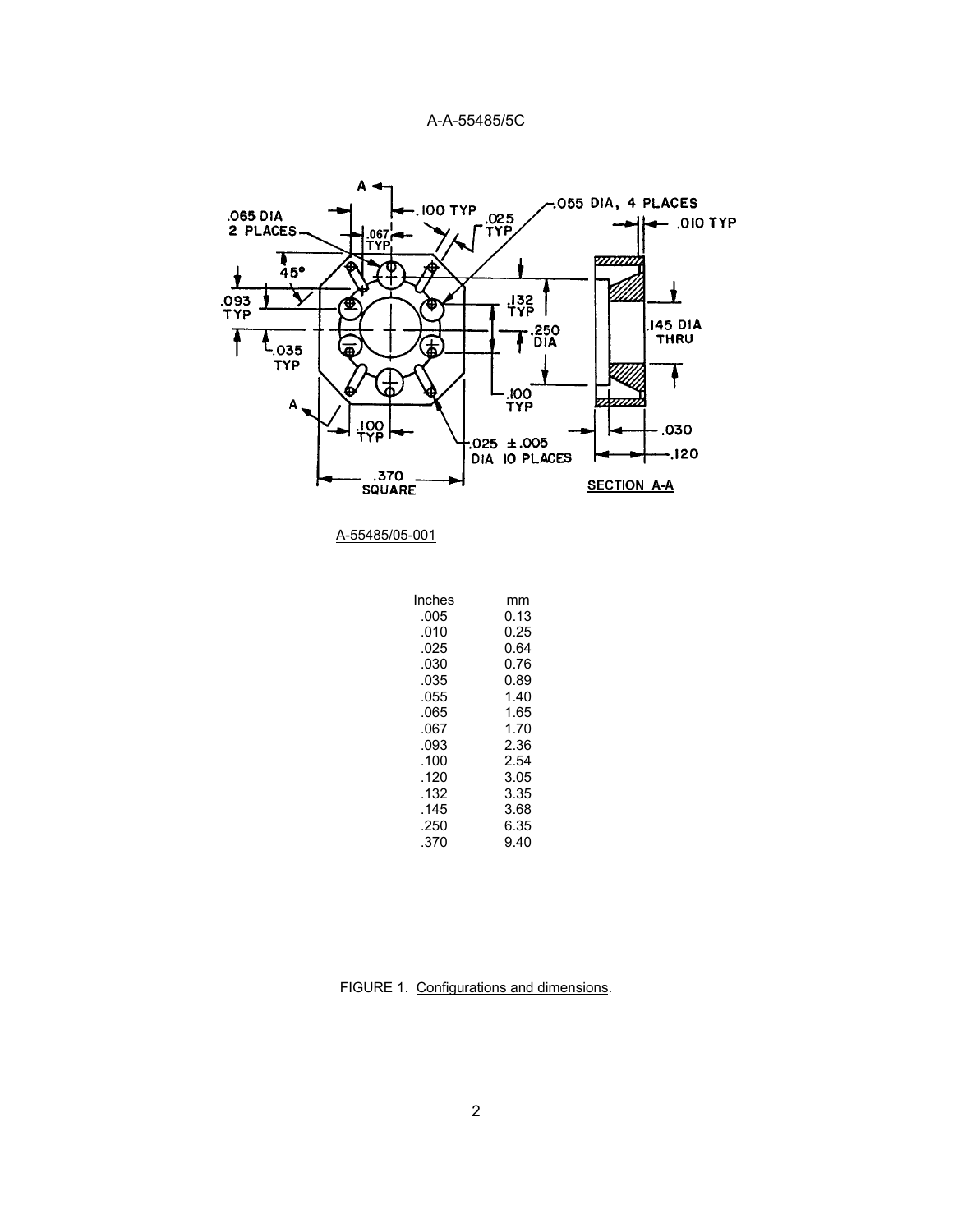A-55485/05-001

| Inches | mm |
| --- | --- |
| .005 | 0.13 |
| .010 | 0.25 |
| .025 | 0.64 |
| .030 | 0.76 |
| .035 | 0.89 |
| .055 | 1.40 |
| .065 | 1.65 |
| .067 | 1.70 |
| .093 | 2.36 |
| .100 | 2.54 |
| .120 | 3.05 |
| .132 | 3.35 |
| .145 | 3.68 |
| .250 | 6.35 |
| .370 | 9.40 |

FIGURE 1. Configurations and dimensions.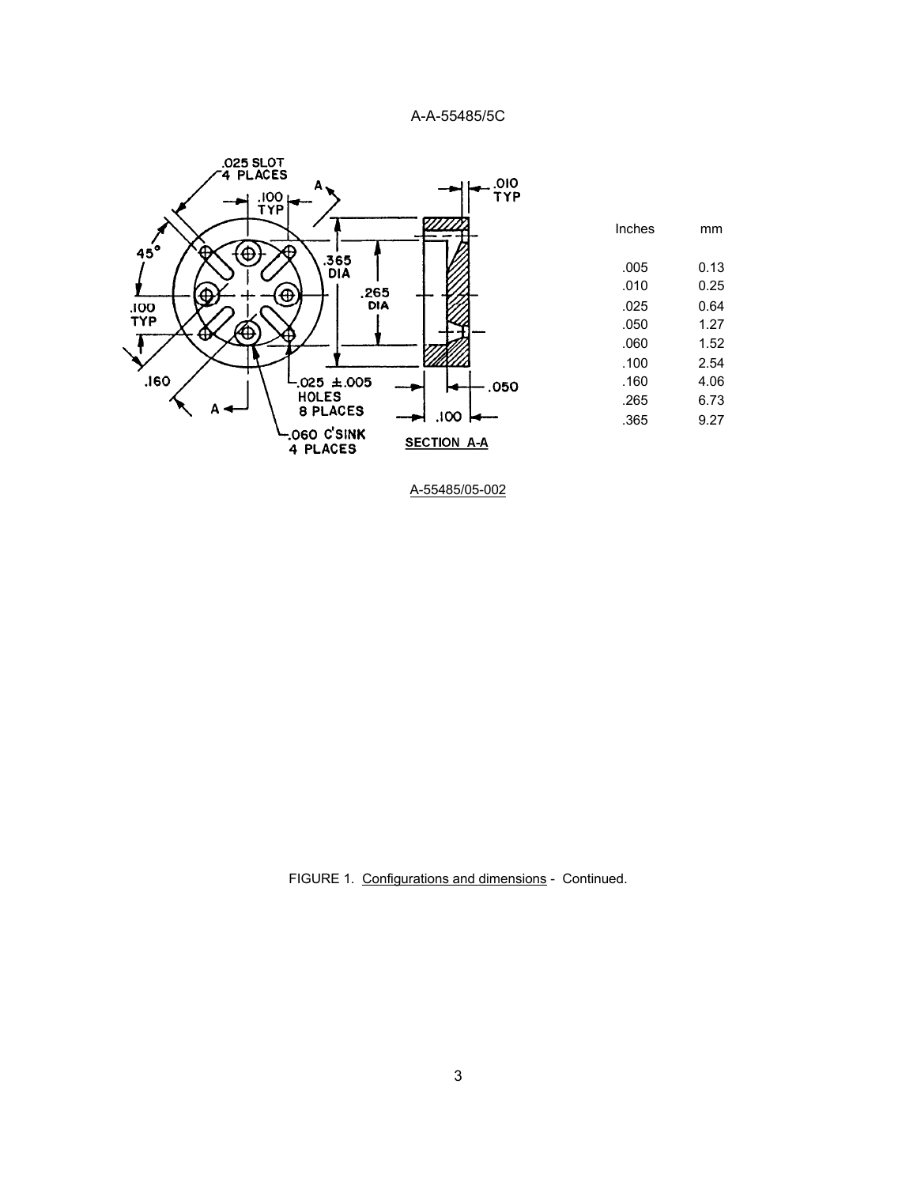| Inches | mm |
|---|---|
| .005 | 0.13 |
| .010 | 0.25 |
| .025 | 0.64 |
| .050 | 1.27 |
| .060 | 1.52 |
| .100 | 2.54 |
| .160 | 4.06 |
| .265 | 6.73 |
| .365 | 9.27 |

A-55485/05-002

FIGURE 1. Configurations and dimensions - Continued.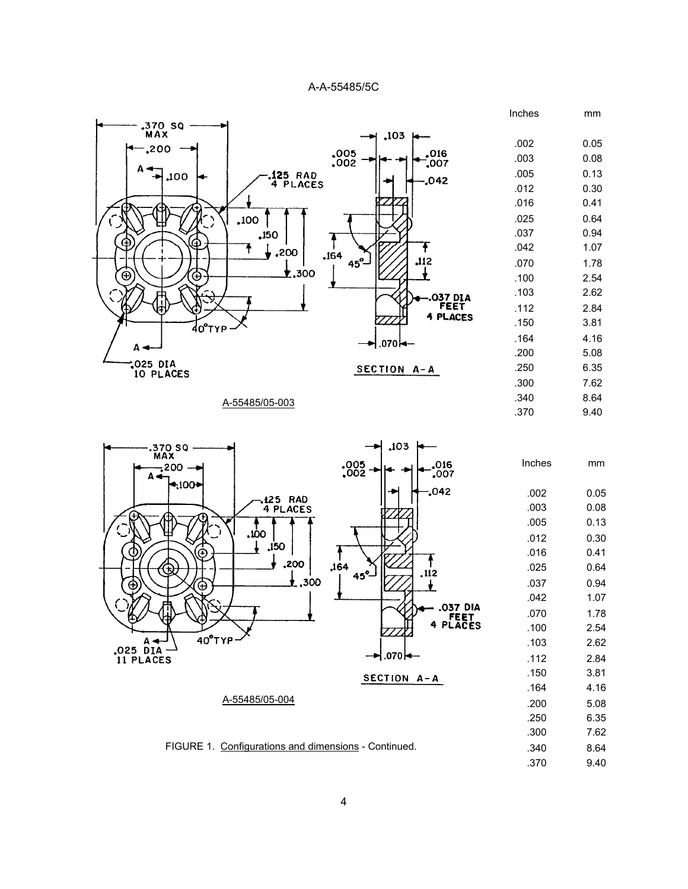| Inches | mm |
|---|---|
| .002 | 0.05 |
| .003 | 0.08 |
| .005 | 0.13 |
| .012 | 0.30 |
| .016 | 0.41 |
| .025 | 0.64 |
| .037 | 0.94 |
| .042 | 1.07 |
| .070 | 1.78 |
| .100 | 2.54 |
| .103 | 2.62 |
| .112 | 2.84 |
| .150 | 3.81 |
| .164 | 4.16 |
| .200 | 5.08 |
| .250 | 6.35 |
| .300 | 7.62 |
| .340 | 8.64 |
| .370 | 9.40 |

A-55485/05-003

| Inches | mm |
|---|---|
| .002 | 0.05 |
| .003 | 0.08 |
| .005 | 0.13 |
| .012 | 0.30 |
| .016 | 0.41 |
| .025 | 0.64 |
| .037 | 0.94 |
| .042 | 1.07 |
| .070 | 1.78 |
| .100 | 2.54 |
| .103 | 2.62 |
| .112 | 2.84 |
| .150 | 3.81 |
| .164 | 4.16 |
| .200 | 5.08 |
| .250 | 6.35 |
| .300 | 7.62 |
| .340 | 8.64 |
| .370 | 9.40 |

A-55485/05-004

FIGURE 1. Configurations and dimensions - Continued.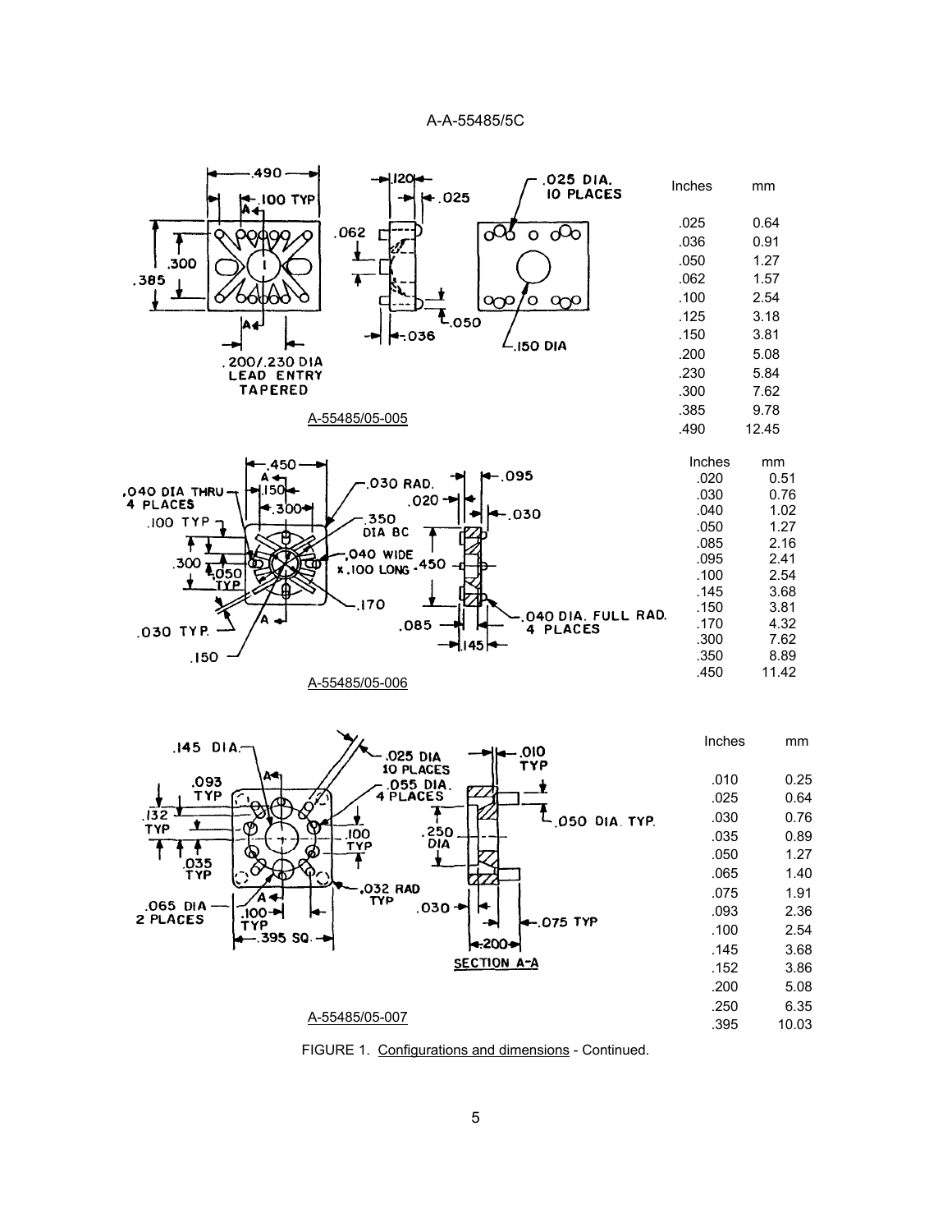A-55485/05-005

| Inches | mm |
|---|---|
| .025 | 0.64 |
| .036 | 0.91 |
| .050 | 1.27 |
| .062 | 1.57 |
| .100 | 2.54 |
| .125 | 3.18 |
| .150 | 3.81 |
| .200 | 5.08 |
| .230 | 5.84 |
| .300 | 7.62 |
| .385 | 9.78 |
| .490 | 12.45 |

A-55485/05-006

| Inches | mm |
|---|---|
| .020 | 0.51 |
| .030 | 0.76 |
| .040 | 1.02 |
| .050 | 1.27 |
| .085 | 2.16 |
| .095 | 2.41 |
| .100 | 2.54 |
| .145 | 3.68 |
| .150 | 3.81 |
| .170 | 4.32 |
| .300 | 7.62 |
| .350 | 8.89 |
| .450 | 11.42 |

A-55485/05-007

| Inches | mm |
|---|---|
| .010 | 0.25 |
| .025 | 0.64 |
| .030 | 0.76 |
| .035 | 0.89 |
| .050 | 1.27 |
| .065 | 1.40 |
| .075 | 1.91 |
| .093 | 2.36 |
| .100 | 2.54 |
| .145 | 3.68 |
| .152 | 3.86 |
| .200 | 5.08 |
| .250 | 6.35 |
| .395 | 10.03 |

FIGURE 1. Configurations and dimensions - Continued.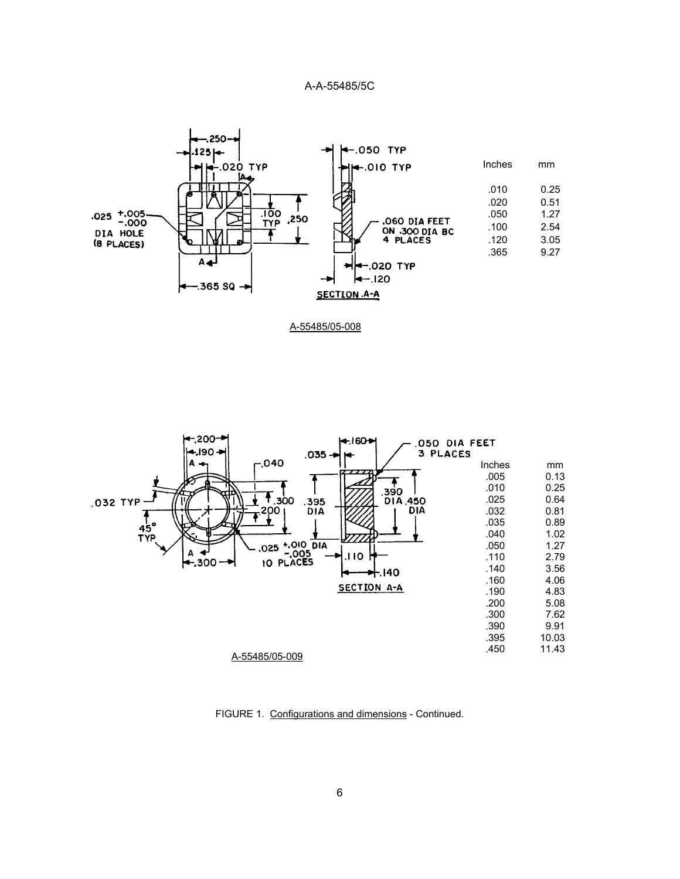| Inches | mm |
|---|---|
| .010 | 0.25 |
| .020 | 0.51 |
| .050 | 1.27 |
| .100 | 2.54 |
| .120 | 3.05 |
| .365 | 9.27 |

A-55485/05-008

| Inches | mm |
|---|---|
| .005 | 0.13 |
| .010 | 0.25 |
| .025 | 0.64 |
| .032 | 0.81 |
| .035 | 0.89 |
| .040 | 1.02 |
| .050 | 1.27 |
| .110 | 2.79 |
| .140 | 3.56 |
| .160 | 4.06 |
| .190 | 4.83 |
| .200 | 5.08 |
| .300 | 7.62 |
| .390 | 9.91 |
| .395 | 10.03 |
| .450 | 11.43 |

A-55485/05-009

FIGURE 1. Configurations and dimensions - Continued.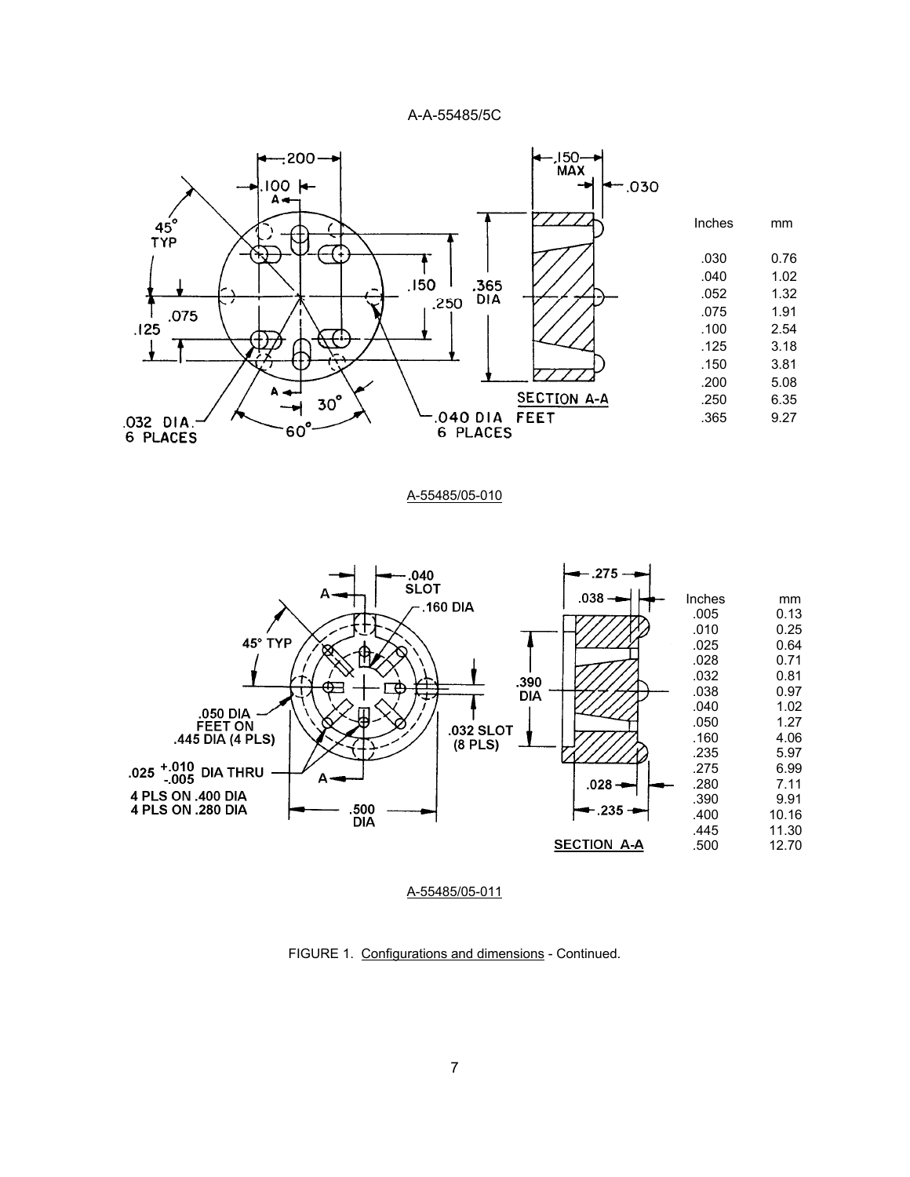Inches | mm
---|---
.030 | 0.76
.040 | 1.02
.052 | 1.32
.075 | 1.91
.100 | 2.54
.125 | 3.18
.150 | 3.81
.200 | 5.08
.250 | 6.35
.365 | 9.27

A-55485/05-010

| Inches | mm |
|---|---|
| .005 | 0.13 |
| .010 | 0.25 |
| .025 | 0.64 |
| .028 | 0.71 |
| .032 | 0.81 |
| .038 | 0.97 |
| .040 | 1.02 |
| .050 | 1.27 |
| .160 | 4.06 |
| .235 | 5.97 |
| .275 | 6.99 |
| .280 | 7.11 |
| .390 | 9.91 |
| .400 | 10.16 |
| .445 | 11.30 |
| .500 | 12.70 |

A-55485/05-011

FIGURE 1. Configurations and dimensions - Continued.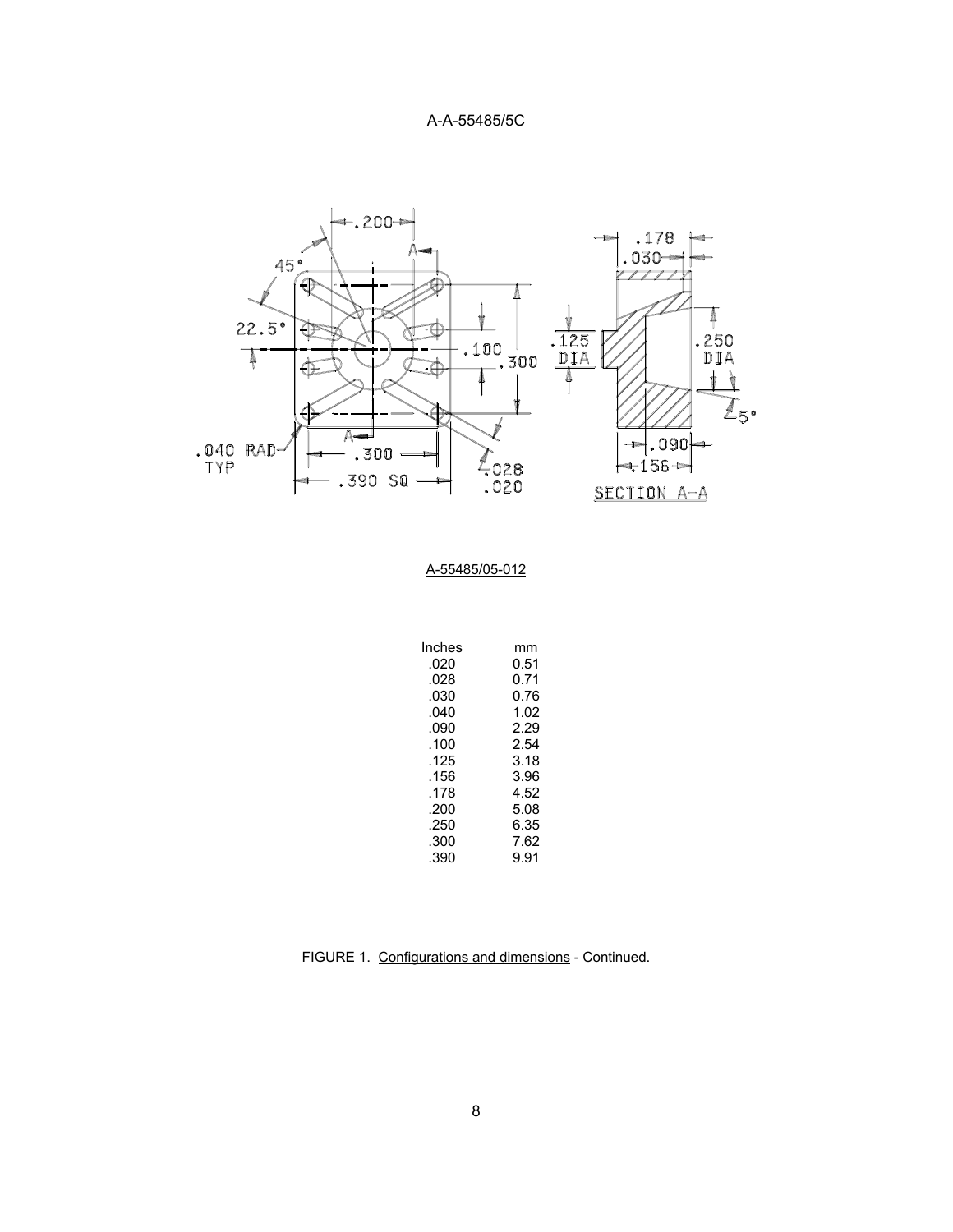A-55485/05-012

| Inches | mm |
|---|---|
| .020 | 0.51 |
| .028 | 0.71 |
| .030 | 0.76 |
| .040 | 1.02 |
| .090 | 2.29 |
| .100 | 2.54 |
| .125 | 3.18 |
| .156 | 3.96 |
| .178 | 4.52 |
| .200 | 5.08 |
| .250 | 6.35 |
| .300 | 7.62 |
| .390 | 9.91 |

FIGURE 1. Configurations and dimensions - Continued.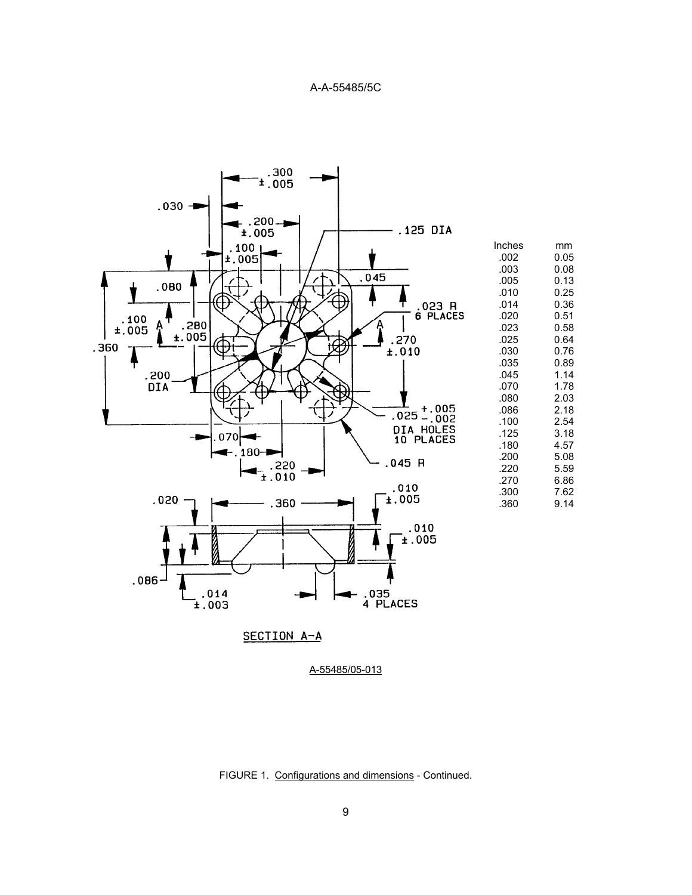| Inches | mm |
|---|---|
| .002 | 0.05 |
| .003 | 0.08 |
| .005 | 0.13 |
| .010 | 0.25 |
| .014 | 0.36 |
| .020 | 0.51 |
| .023 | 0.58 |
| .025 | 0.64 |
| .030 | 0.76 |
| .035 | 0.89 |
| .045 | 1.14 |
| .070 | 1.78 |
| .080 | 2.03 |
| .086 | 2.18 |
| .100 | 2.54 |
| .125 | 3.18 |
| .180 | 4.57 |
| .200 | 5.08 |
| .220 | 5.59 |
| .270 | 6.86 |
| .300 | 7.62 |
| .360 | 9.14 |

SECTION A-A

A-55485/05-013

FIGURE 1. Configurations and dimensions - Continued.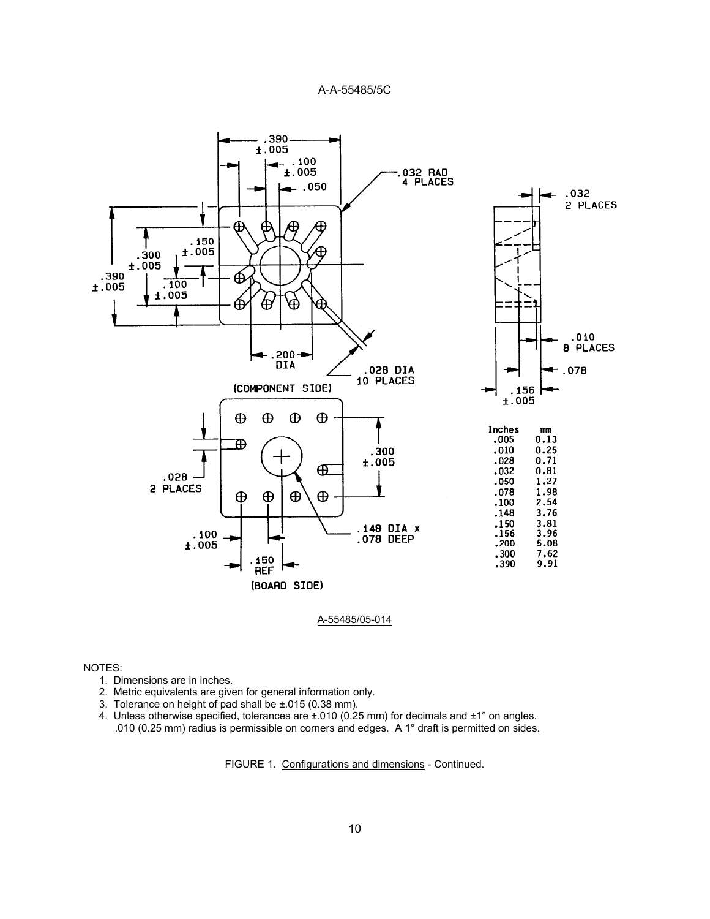| Inches | mm |
|---|---|
| .005 | 0.13 |
| .010 | 0.25 |
| .028 | 0.71 |
| .032 | 0.81 |
| .050 | 1.27 |
| .078 | 1.98 |
| .100 | 2.54 |
| .148 | 3.76 |
| .150 | 3.81 |
| .156 | 3.96 |
| .200 | 5.08 |
| .300 | 7.62 |
| .390 | 9.91 |

A-55485/05-014

NOTES:

1. Dimensions are in inches.
2. Metric equivalents are given for general information only.
3. Tolerance on height of pad shall be ±.015 (0.38 mm).
4. Unless otherwise specified, tolerances are ±.010 (0.25 mm) for decimals and ±1° on angles. .010 (0.25 mm) radius is permissible on corners and edges. A 1° draft is permitted on sides.

FIGURE 1. Configurations and dimensions - Continued.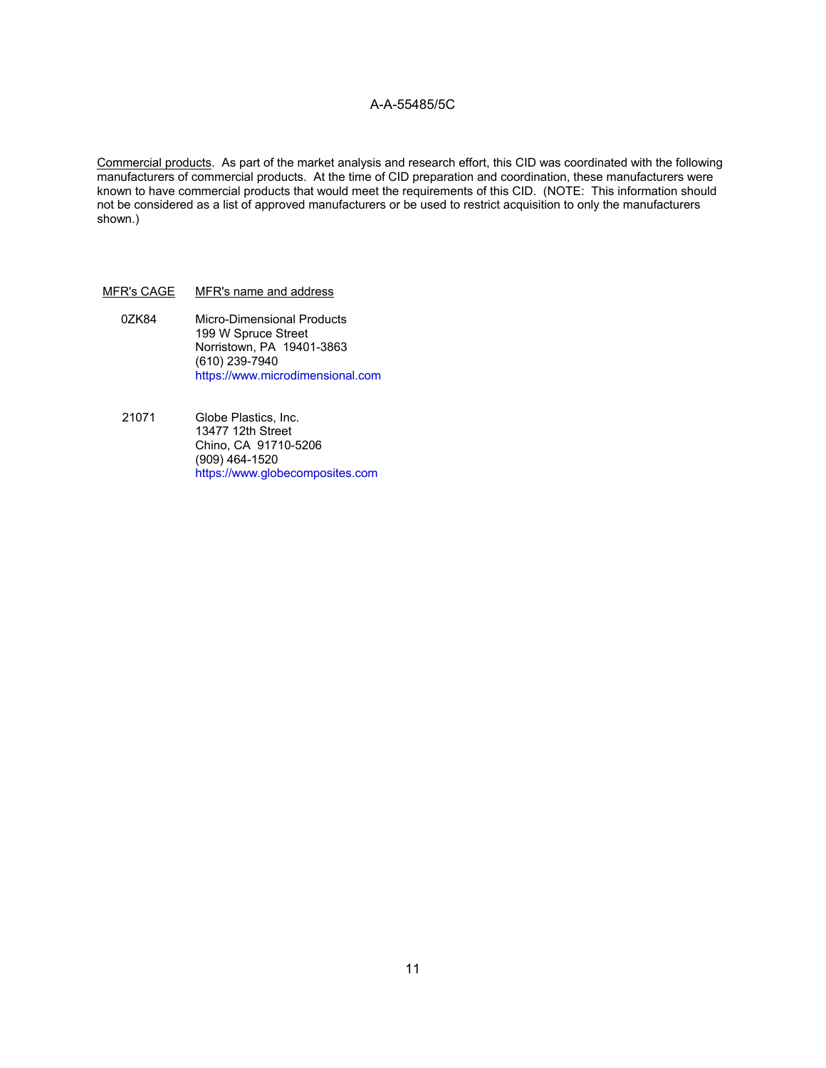Commercial products. As part of the market analysis and research effort, this CID was coordinated with the following manufacturers of commercial products. At the time of CID preparation and coordination, these manufacturers were known to have commercial products that would meet the requirements of this CID. (NOTE: This information should not be considered as a list of approved manufacturers or be used to restrict acquisition to only the manufacturers shown.)

| MFR's CAGE | MFR's name and address |
| --- | --- |
| 0ZK84 | Micro-Dimensional Products<br>199 W Spruce Street<br>Norristown, PA 19401-3863<br>(610) 239-7940<br>https://www.microdimensional.com |
| 21071 | Globe Plastics, Inc.<br>13477 12th Street<br>Chino, CA 91710-5206<br>(909) 464-1520<br>https://www.globecomposites.com |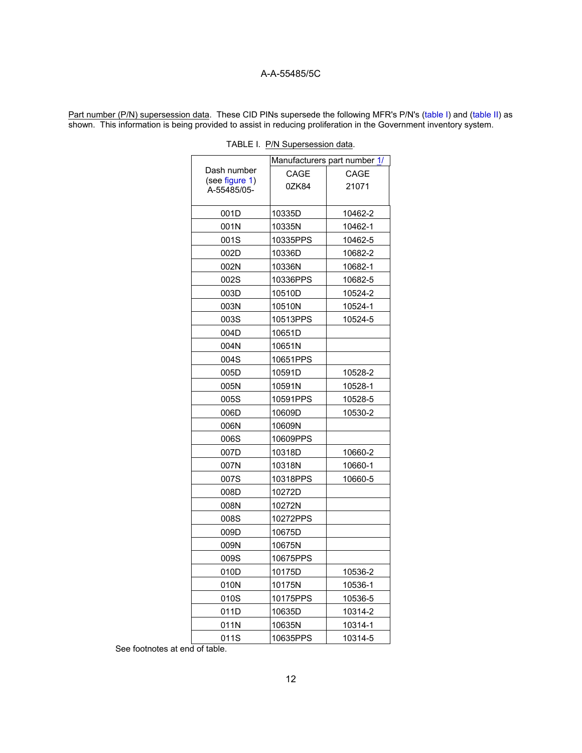Part number (P/N) supersession data. These CID PINs supersede the following MFR's P/N's (table I) and (table II) as shown. This information is being provided to assist in reducing proliferation in the Government inventory system.

TABLE I. P/N Supersession data.

| Dash number (see figure 1) A-55485/05- | Manufacturers part number 1/ | |
|---|---|---|
| | CAGE 0ZK84 | CAGE 21071 |
| 001D | 10335D | 10462-2 |
| 001N | 10335N | 10462-1 |
| 001S | 10335PPS | 10462-5 |
| 002D | 10336D | 10682-2 |
| 002N | 10336N | 10682-1 |
| 002S | 10336PPS | 10682-5 |
| 003D | 10510D | 10524-2 |
| 003N | 10510N | 10524-1 |
| 003S | 10513PPS | 10524-5 |
| 004D | 10651D | |
| 004N | 10651N | |
| 004S | 10651PPS | |
| 005D | 10591D | 10528-2 |
| 005N | 10591N | 10528-1 |
| 005S | 10591PPS | 10528-5 |
| 006D | 10609D | 10530-2 |
| 006N | 10609N | |
| 006S | 10609PPS | |
| 007D | 10318D | 10660-2 |
| 007N | 10318N | 10660-1 |
| 007S | 10318PPS | 10660-5 |
| 008D | 10272D | |
| 008N | 10272N | |
| 008S | 10272PPS | |
| 009D | 10675D | |
| 009N | 10675N | |
| 009S | 10675PPS | |
| 010D | 10175D | 10536-2 |
| 010N | 10175N | 10536-1 |
| 010S | 10175PPS | 10536-5 |
| 011D | 10635D | 10314-2 |
| 011N | 10635N | 10314-1 |
| 011S | 10635PPS | 10314-5 |

See footnotes at end of table.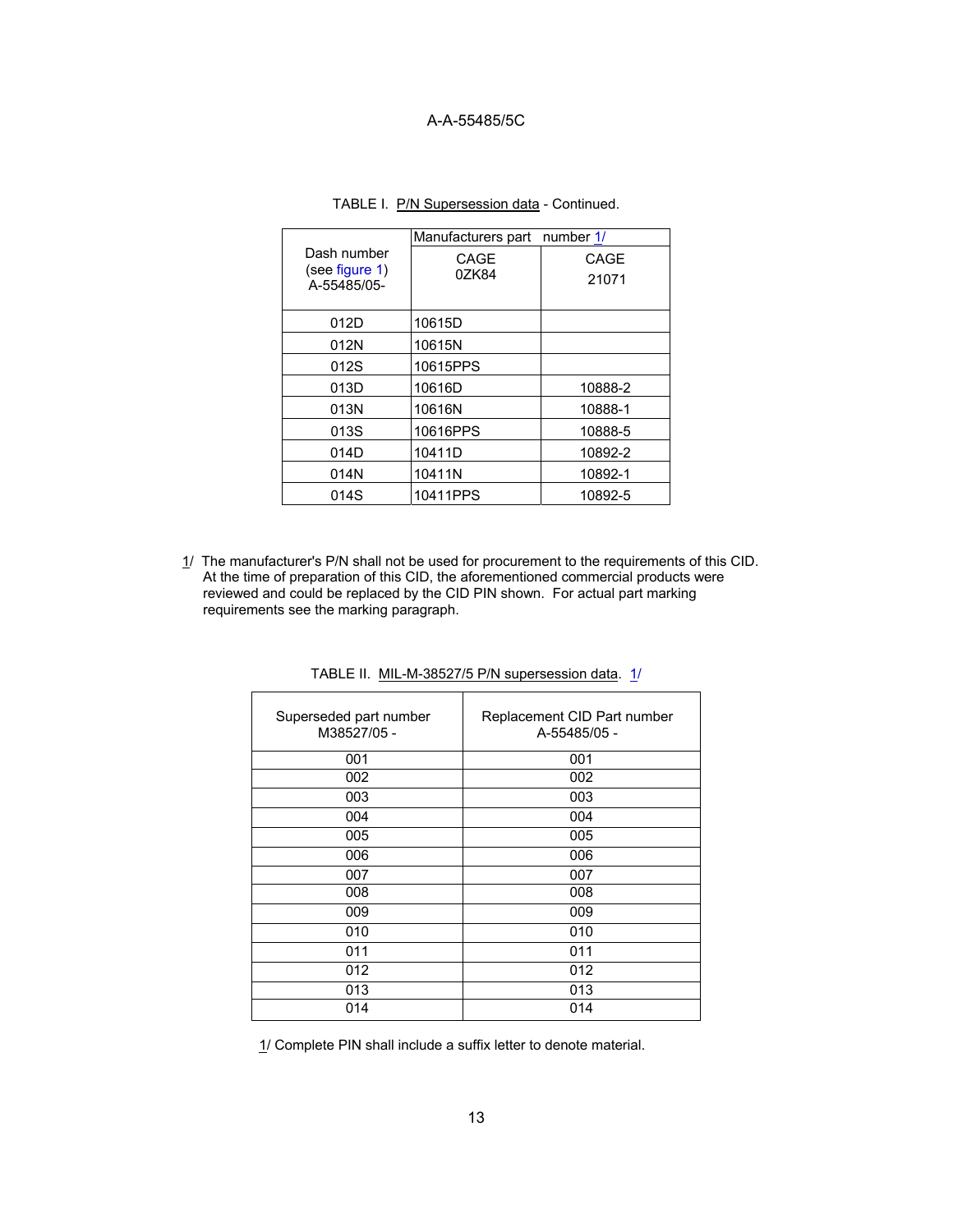TABLE I. P/N Supersession data - Continued.

| Dash number (see figure 1) A-55485/05- | Manufacturers part number 1/ | |
|---|---|---|
| | CAGE 0ZK84 | CAGE 21071 |
| 012D | 10615D | |
| 012N | 10615N | |
| 012S | 10615PPS | |
| 013D | 10616D | 10888-2 |
| 013N | 10616N | 10888-1 |
| 013S | 10616PPS | 10888-5 |
| 014D | 10411D | 10892-2 |
| 014N | 10411N | 10892-1 |
| 014S | 10411PPS | 10892-5 |

1/ The manufacturer's P/N shall not be used for procurement to the requirements of this CID. At the time of preparation of this CID, the aforementioned commercial products were reviewed and could be replaced by the CID PIN shown. For actual part marking requirements see the marking paragraph.

TABLE II. MIL-M-38527/5 P/N supersession data. 1/

| Superseded part number M38527/05 - | Replacement CID Part number A-55485/05 - |
|---|---|
| 001 | 001 |
| 002 | 002 |
| 003 | 003 |
| 004 | 004 |
| 005 | 005 |
| 006 | 006 |
| 007 | 007 |
| 008 | 008 |
| 009 | 009 |
| 010 | 010 |
| 011 | 011 |
| 012 | 012 |
| 013 | 013 |
| 014 | 014 |

1/ Complete PIN shall include a suffix letter to denote material.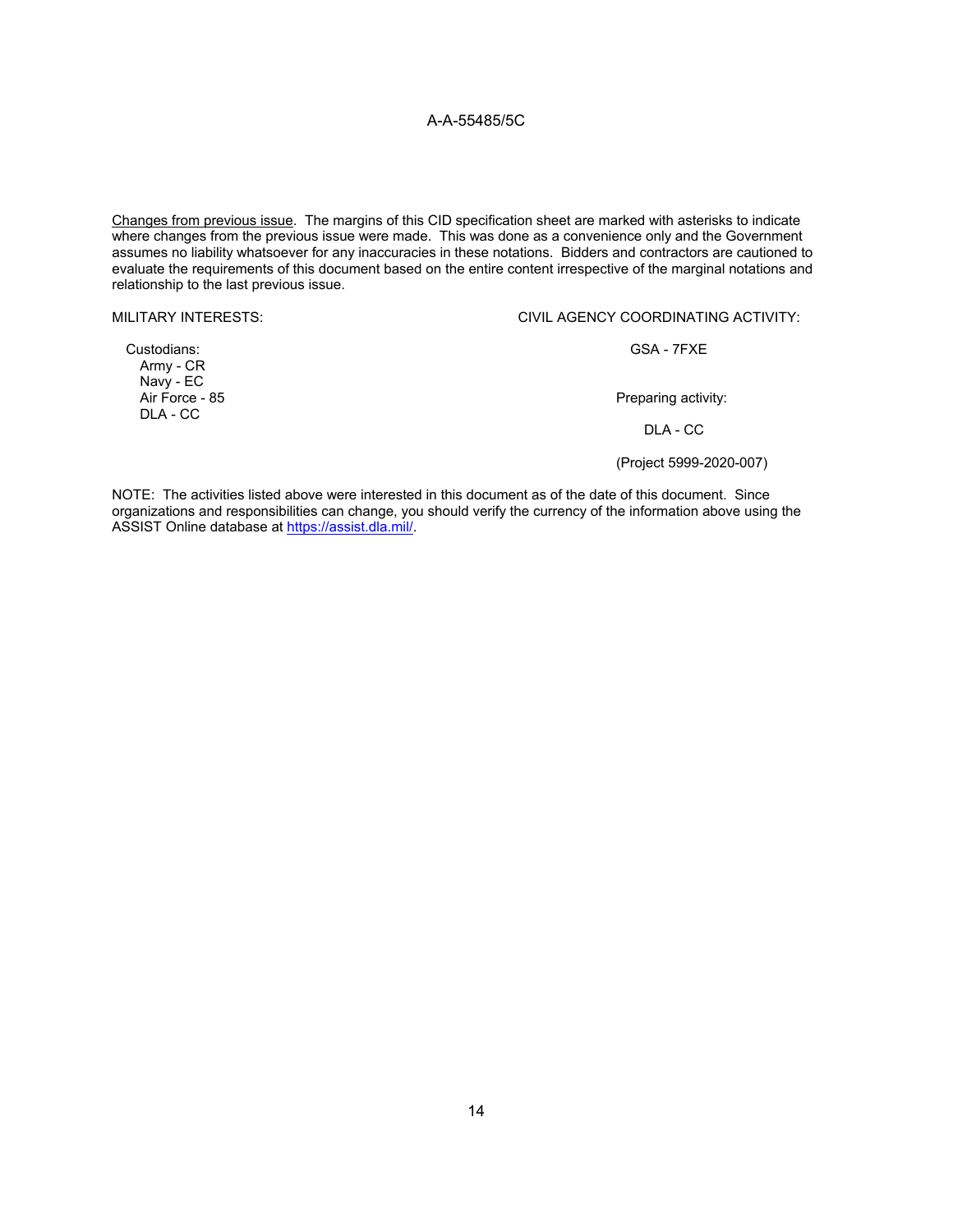Changes from previous issue. The margins of this CID specification sheet are marked with asterisks to indicate where changes from the previous issue were made. This was done as a convenience only and the Government assumes no liability whatsoever for any inaccuracies in these notations. Bidders and contractors are cautioned to evaluate the requirements of this document based on the entire content irrespective of the marginal notations and relationship to the last previous issue.

MILITARY INTERESTS:

Custodians:
Army - CR
Navy - EC
Air Force - 85
DLA - CC

CIVIL AGENCY COORDINATING ACTIVITY:

GSA - 7FXE

Preparing activity:

DLA - CC

(Project 5999-2020-007)

NOTE: The activities listed above were interested in this document as of the date of this document. Since organizations and responsibilities can change, you should verify the currency of the information above using the ASSIST Online database at https://assist.dla.mil/.